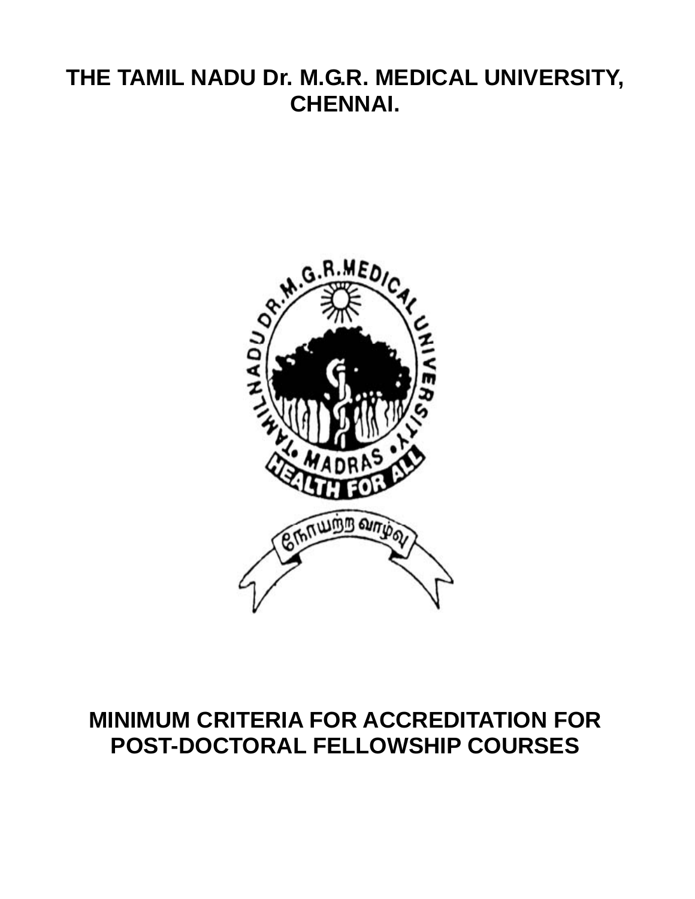# THE TAMIL NADU Dr. M.G.R. MEDICAL UNIVERSITY, CHENNAI.

# MINIMUM CRITERIA FOR ACCREDITATION FOR POST-DOCTORAL FELLOWSHIP COURSES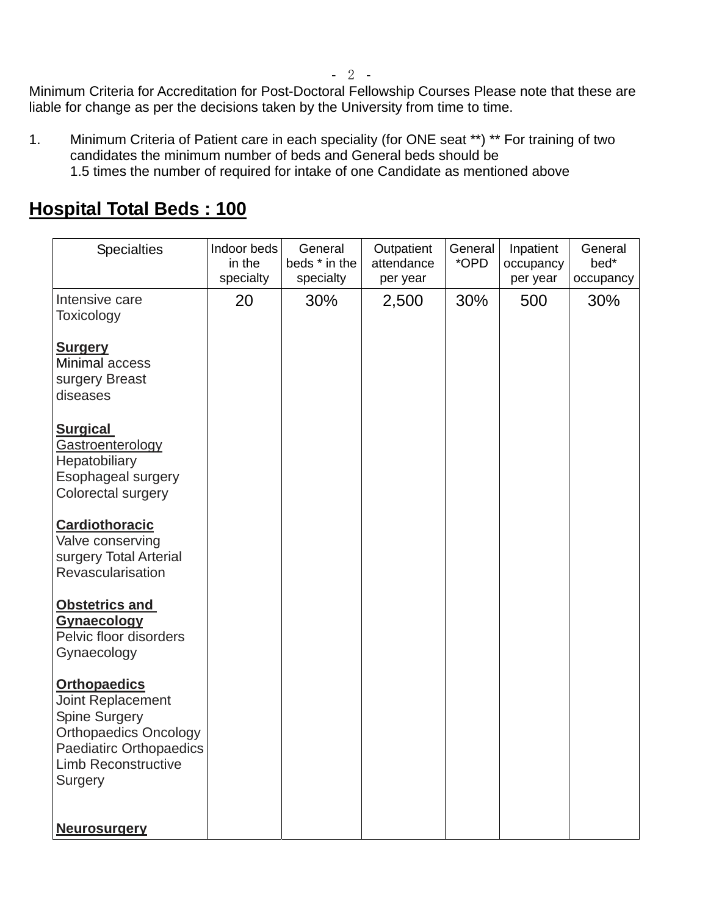Minimum Criteria for Accreditation for Post-Doctoral Fellowship Courses Please note that these are liable for change as per the decisions taken by the University from time to time.

1. Minimum Criteria of Patient care in each speciality (for ONE seat **) ** For training of two candidates the minimum number of beds and General beds should be 1.5 times the number of required for intake of one Candidate as mentioned above

## Hospital Total Beds : 100

| Specialties | Indoor beds in the specialty | General beds * in the specialty | Outpatient attendance per year | General *OPD | Inpatient occupancy per year | General bed* occupancy |
|---|---|---|---|---|---|---|
| Intensive care<br>Toxicology<br><br>**Surgery**<br>Minimal access surgery Breast diseases<br><br>**Surgical Gastroenterology**<br>Hepatobiliary<br>Esophageal surgery<br>Colorectal surgery<br><br>**Cardiothoracic**<br>Valve conserving surgery Total Arterial Revascularisation<br><br>**Obstetrics and Gynaecology**<br>Pelvic floor disorders<br>Gynaecology<br><br>**Orthopaedics**<br>Joint Replacement<br>Spine Surgery<br>Orthopaedics Oncology<br>Paediatirc Orthopaedics<br>Limb Reconstructive Surgery<br><br>**Neurosurgery** | 20 | 30% | 2,500 | 30% | 500 | 30% |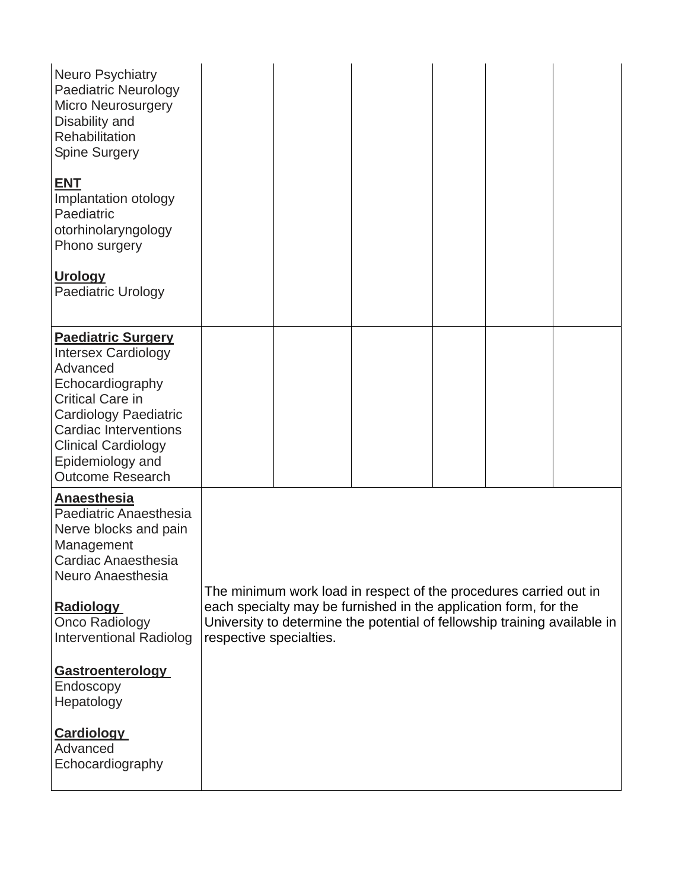| | | | | | | |
|---|---|---|---|---|---|---|
| Neuro Psychiatry<br>Paediatric Neurology<br>Micro Neurosurgery<br>Disability and Rehabilitation<br>Spine Surgery<br><br>**ENT**<br>Implantation otology<br>Paediatric otorhinolaryngology<br>Phono surgery<br><br>**Urology**<br>Paediatric Urology | | | | | | |
| **Paediatric Surgery**<br>Intersex Cardiology<br>Advanced Echocardiography<br>Critical Care in Cardiology Paediatric Cardiac Interventions<br>Clinical Cardiology<br>Epidemiology and Outcome Research | | | | | | |
| **Anaesthesia**<br>Paediatric Anaesthesia<br>Nerve blocks and pain Management<br>Cardiac Anaesthesia<br>Neuro Anaesthesia<br><br>**Radiology**<br>Onco Radiology<br>Interventional Radiolog<br><br>**Gastroenterology**<br>Endoscopy<br>Hepatology<br><br>**Cardiology**<br>Advanced Echocardiography | The minimum work load in respect of the procedures carried out in each specialty may be furnished in the application form, for the University to determine the potential of fellowship training available in respective specialties. | | | | | |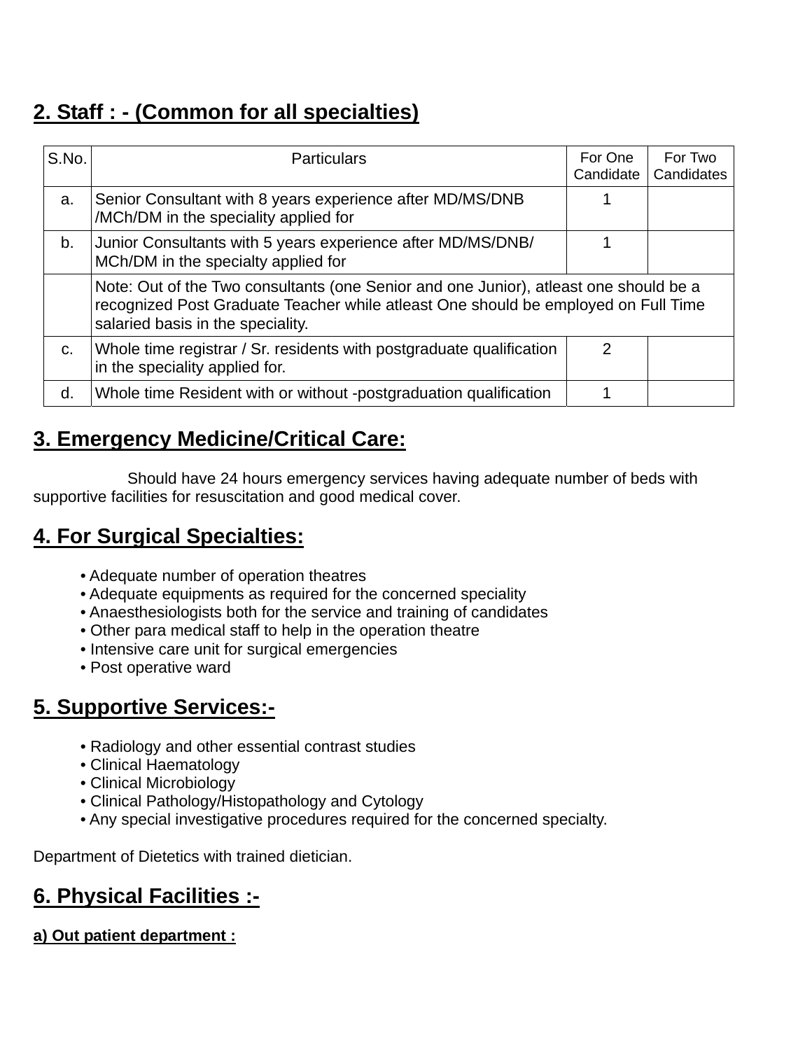## 2. Staff : - (Common for all specialties)

| S.No. | Particulars | For One Candidate | For Two Candidates |
|---|---|---|---|
| a. | Senior Consultant with 8 years experience after MD/MS/DNB /MCh/DM in the speciality applied for | 1 | |
| b. | Junior Consultants with 5 years experience after MD/MS/DNB/ MCh/DM in the specialty applied for | 1 | |
| | Note: Out of the Two consultants (one Senior and one Junior), atleast one should be a recognized Post Graduate Teacher while atleast One should be employed on Full Time salaried basis in the speciality. | | |
| c. | Whole time registrar / Sr. residents with postgraduate qualification in the speciality applied for. | 2 | |
| d. | Whole time Resident with or without -postgraduation qualification | 1 | |

## 3. Emergency Medicine/Critical Care:

Should have 24 hours emergency services having adequate number of beds with supportive facilities for resuscitation and good medical cover.

## 4. For Surgical Specialties:

- Adequate number of operation theatres
- Adequate equipments as required for the concerned speciality
- Anaesthesiologists both for the service and training of candidates
- Other para medical staff to help in the operation theatre
- Intensive care unit for surgical emergencies
- Post operative ward

## 5. Supportive Services:-

- Radiology and other essential contrast studies
- Clinical Haematology
- Clinical Microbiology
- Clinical Pathology/Histopathology and Cytology
- Any special investigative procedures required for the concerned specialty.

Department of Dietetics with trained dietician.

## 6. Physical Facilities :-

**a) Out patient department :**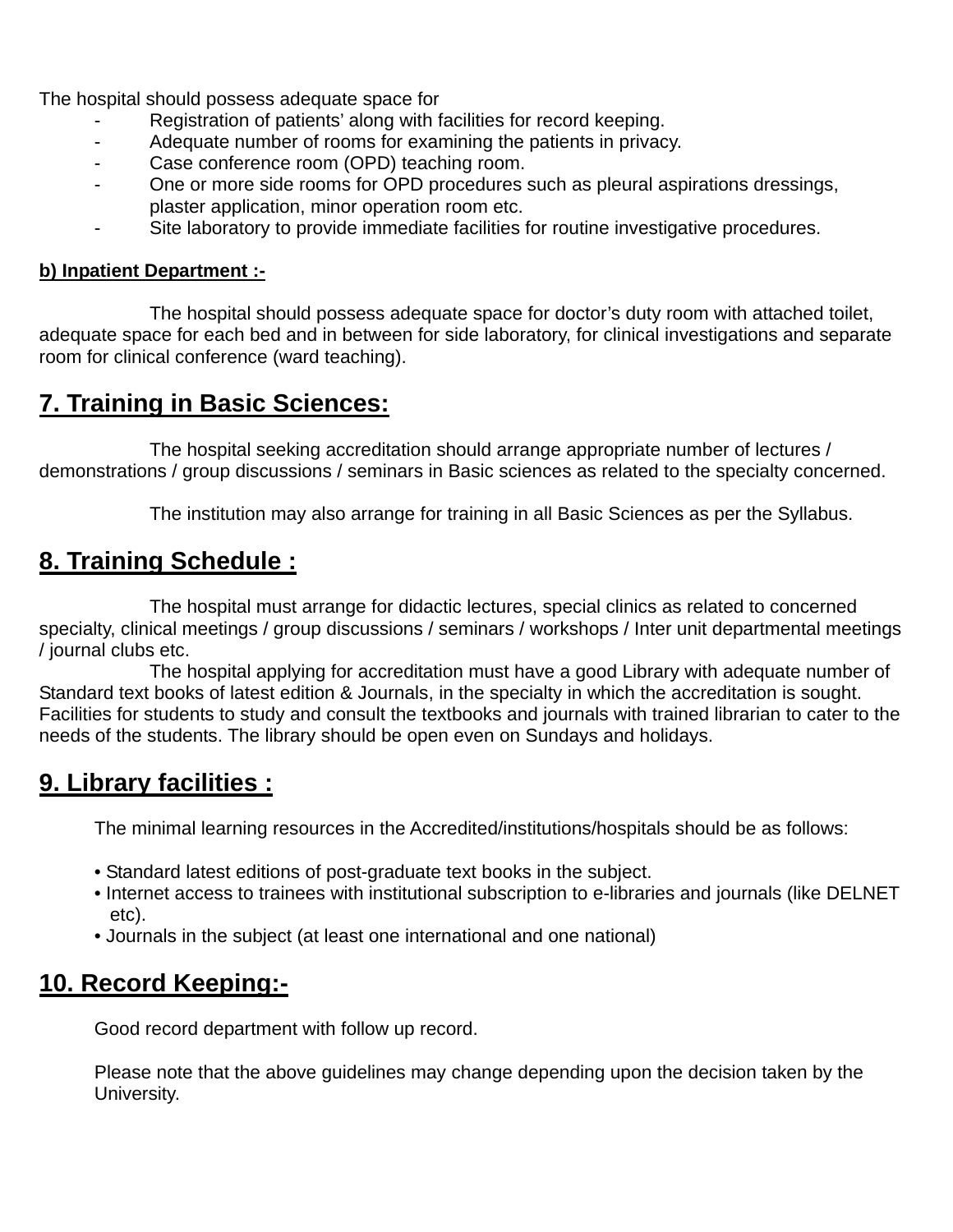The hospital should possess adequate space for

- Registration of patients' along with facilities for record keeping.
- Adequate number of rooms for examining the patients in privacy.
- Case conference room (OPD) teaching room.
- One or more side rooms for OPD procedures such as pleural aspirations dressings, plaster application, minor operation room etc.
- Site laboratory to provide immediate facilities for routine investigative procedures.

**b) Inpatient Department :-**

The hospital should possess adequate space for doctor's duty room with attached toilet, adequate space for each bed and in between for side laboratory, for clinical investigations and separate room for clinical conference (ward teaching).

## 7. Training in Basic Sciences:

The hospital seeking accreditation should arrange appropriate number of lectures / demonstrations / group discussions / seminars in Basic sciences as related to the specialty concerned.

The institution may also arrange for training in all Basic Sciences as per the Syllabus.

## 8. Training Schedule :

The hospital must arrange for didactic lectures, special clinics as related to concerned specialty, clinical meetings / group discussions / seminars / workshops / Inter unit departmental meetings / journal clubs etc.

The hospital applying for accreditation must have a good Library with adequate number of Standard text books of latest edition & Journals, in the specialty in which the accreditation is sought. Facilities for students to study and consult the textbooks and journals with trained librarian to cater to the needs of the students. The library should be open even on Sundays and holidays.

## 9. Library facilities :

The minimal learning resources in the Accredited/institutions/hospitals should be as follows:

- Standard latest editions of post-graduate text books in the subject.
- Internet access to trainees with institutional subscription to e-libraries and journals (like DELNET etc).
- Journals in the subject (at least one international and one national)

## 10. Record Keeping:-

Good record department with follow up record.

Please note that the above guidelines may change depending upon the decision taken by the University.